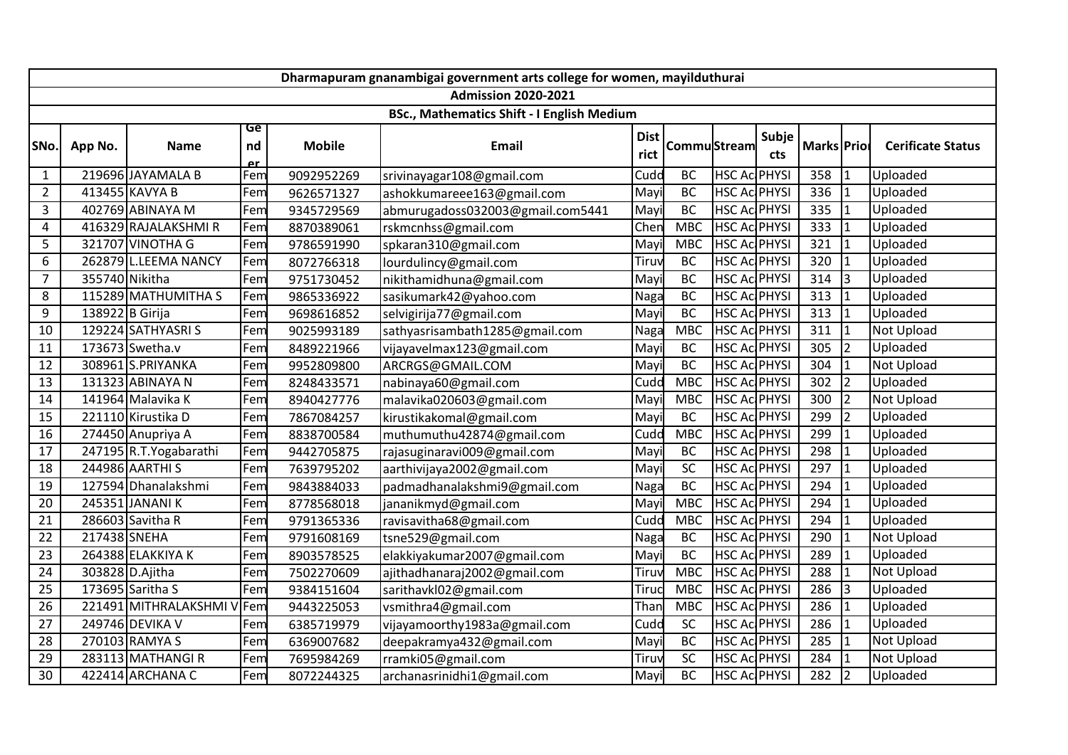| Dharmapuram gnanambigai government arts college for women, mayilduthurai | | | | | | | | | | | | |
|---|---|---|---|---|---|---|---|---|---|---|---|---|
| Admission 2020-2021 | | | | | | | | | | | | |
| BSc., Mathematics Shift - I English Medium | | | | | | | | | | | | |
| SNo. | App No. | Name | Gender | Mobile | Email | District | Community | Stream | Subjects | Marks | Priority | Cerificate Status |
| 1 | 219696 | JAYAMALA B | Fem | 9092952269 | srivinayagar108@gmail.com | Cudd | BC | HSC Ac | PHYSI | 358 | 1 | Uploaded |
| 2 | 413455 | KAVYA B | Fem | 9626571327 | ashokkumareee163@gmail.com | Mayi | BC | HSC Ac | PHYSI | 336 | 1 | Uploaded |
| 3 | 402769 | ABINAYA M | Fem | 9345729569 | abmurugadoss032003@gmail.com5441 | Mayi | BC | HSC Ac | PHYSI | 335 | 1 | Uploaded |
| 4 | 416329 | RAJALAKSHMI R | Fem | 8870389061 | rskmcnhss@gmail.com | Chen | MBC | HSC Ac | PHYSI | 333 | 1 | Uploaded |
| 5 | 321707 | VINOTHA G | Fem | 9786591990 | spkaran310@gmail.com | Mayi | MBC | HSC Ac | PHYSI | 321 | 1 | Uploaded |
| 6 | 262879 | L.LEEMA NANCY | Fem | 8072766318 | lourdulincy@gmail.com | Tiruv | BC | HSC Ac | PHYSI | 320 | 1 | Uploaded |
| 7 | 355740 | Nikitha | Fem | 9751730452 | nikithamidhuna@gmail.com | Mayi | BC | HSC Ac | PHYSI | 314 | 3 | Uploaded |
| 8 | 115289 | MATHUMITHA S | Fem | 9865336922 | sasikumark42@yahoo.com | Naga | BC | HSC Ac | PHYSI | 313 | 1 | Uploaded |
| 9 | 138922 | B Girija | Fem | 9698616852 | selvigirija77@gmail.com | Mayi | BC | HSC Ac | PHYSI | 313 | 1 | Uploaded |
| 10 | 129224 | SATHYASRI S | Fem | 9025993189 | sathyasrisambath1285@gmail.com | Naga | MBC | HSC Ac | PHYSI | 311 | 1 | Not Upload |
| 11 | 173673 | Swetha.v | Fem | 8489221966 | vijayavelmax123@gmail.com | Mayi | BC | HSC Ac | PHYSI | 305 | 2 | Uploaded |
| 12 | 308961 | S.PRIYANKA | Fem | 9952809800 | ARCRGS@GMAIL.COM | Mayi | BC | HSC Ac | PHYSI | 304 | 1 | Not Upload |
| 13 | 131323 | ABINAYA N | Fem | 8248433571 | nabinaya60@gmail.com | Cudd | MBC | HSC Ac | PHYSI | 302 | 2 | Uploaded |
| 14 | 141964 | Malavika K | Fem | 8940427776 | malavika020603@gmail.com | Mayi | MBC | HSC Ac | PHYSI | 300 | 2 | Not Upload |
| 15 | 221110 | Kirustika D | Fem | 7867084257 | kirustikakomal@gmail.com | Mayi | BC | HSC Ac | PHYSI | 299 | 2 | Uploaded |
| 16 | 274450 | Anupriya A | Fem | 8838700584 | muthumuthu42874@gmail.com | Cudd | MBC | HSC Ac | PHYSI | 299 | 1 | Uploaded |
| 17 | 247195 | R.T.Yogabarathi | Fem | 9442705875 | rajasuginaravi009@gmail.com | Mayi | BC | HSC Ac | PHYSI | 298 | 1 | Uploaded |
| 18 | 244986 | AARTHI S | Fem | 7639795202 | aarthivijaya2002@gmail.com | Mayi | SC | HSC Ac | PHYSI | 297 | 1 | Uploaded |
| 19 | 127594 | Dhanalakshmi | Fem | 9843884033 | padmadhanalakshmi9@gmail.com | Naga | BC | HSC Ac | PHYSI | 294 | 1 | Uploaded |
| 20 | 245351 | JANANI K | Fem | 8778568018 | jananikmyd@gmail.com | Mayi | MBC | HSC Ac | PHYSI | 294 | 1 | Uploaded |
| 21 | 286603 | Savitha R | Fem | 9791365336 | ravisavitha68@gmail.com | Cudd | MBC | HSC Ac | PHYSI | 294 | 1 | Uploaded |
| 22 | 217438 | SNEHA | Fem | 9791608169 | tsne529@gmail.com | Naga | BC | HSC Ac | PHYSI | 290 | 1 | Not Upload |
| 23 | 264388 | ELAKKIYA K | Fem | 8903578525 | elakkiyakumar2007@gmail.com | Mayi | BC | HSC Ac | PHYSI | 289 | 1 | Uploaded |
| 24 | 303828 | D.Ajitha | Fem | 7502270609 | ajithadhanaraj2002@gmail.com | Tiruv | MBC | HSC Ac | PHYSI | 288 | 1 | Not Upload |
| 25 | 173695 | Saritha S | Fem | 9384151604 | sarithavkl02@gmail.com | Tiruc | MBC | HSC Ac | PHYSI | 286 | 3 | Uploaded |
| 26 | 221491 | MITHRALAKSHMI V | Fem | 9443225053 | vsmithra4@gmail.com | Than | MBC | HSC Ac | PHYSI | 286 | 1 | Uploaded |
| 27 | 249746 | DEVIKA V | Fem | 6385719979 | vijayamoorthy1983a@gmail.com | Cudd | SC | HSC Ac | PHYSI | 286 | 1 | Uploaded |
| 28 | 270103 | RAMYA S | Fem | 6369007682 | deepakramya432@gmail.com | Mayi | BC | HSC Ac | PHYSI | 285 | 1 | Not Upload |
| 29 | 283113 | MATHANGI R | Fem | 7695984269 | rramki05@gmail.com | Tiruv | SC | HSC Ac | PHYSI | 284 | 1 | Not Upload |
| 30 | 422414 | ARCHANA C | Fem | 8072244325 | archanasrinidhi1@gmail.com | Mayi | BC | HSC Ac | PHYSI | 282 | 2 | Uploaded |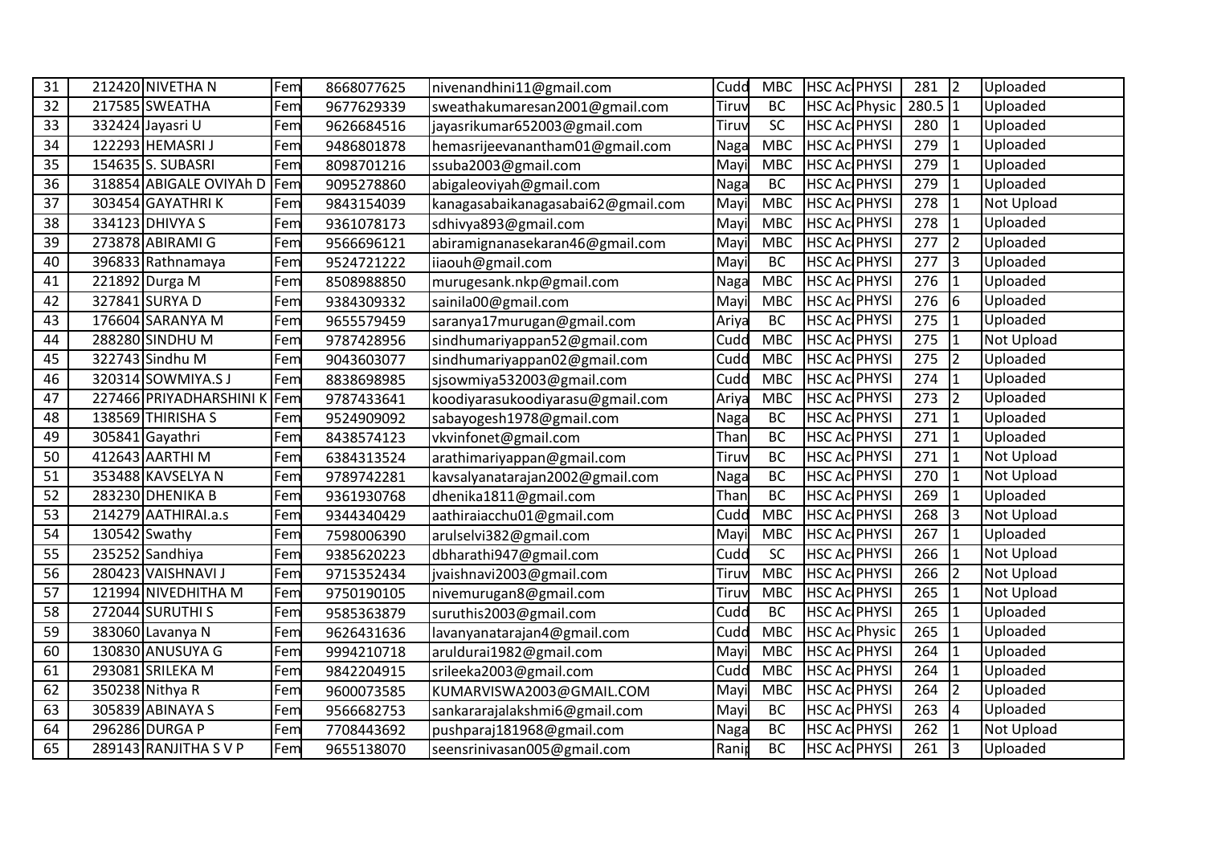| 31 | 212420 | NIVETHA N | Fem | 8668077625 | nivenandhini11@gmail.com | Cudd | MBC | HSC Ac | PHYSI | 281 | 2 | Uploaded |
|---|---|---|---|---|---|---|---|---|---|---|---|---|
| 32 | 217585 | SWEATHA | Fem | 9677629339 | sweathakumaresan2001@gmail.com | Tiruv | BC | HSC Ac | Physic | 280.5 | 1 | Uploaded |
| 33 | 332424 | Jayasri U | Fem | 9626684516 | jayasrikumar652003@gmail.com | Tiruv | SC | HSC Ac | PHYSI | 280 | 1 | Uploaded |
| 34 | 122293 | HEMASRI J | Fem | 9486801878 | hemasrijeevanantham01@gmail.com | Naga | MBC | HSC Ac | PHYSI | 279 | 1 | Uploaded |
| 35 | 154635 | S. SUBASRI | Fem | 8098701216 | ssuba2003@gmail.com | Mayi | MBC | HSC Ac | PHYSI | 279 | 1 | Uploaded |
| 36 | 318854 | ABIGALE OVIYAh D | Fem | 9095278860 | abigaleoviyah@gmail.com | Naga | BC | HSC Ac | PHYSI | 279 | 1 | Uploaded |
| 37 | 303454 | GAYATHRI K | Fem | 9843154039 | kanagasabaikanagasabai62@gmail.com | Mayi | MBC | HSC Ac | PHYSI | 278 | 1 | Not Upload |
| 38 | 334123 | DHIVYA S | Fem | 9361078173 | sdhivya893@gmail.com | Mayi | MBC | HSC Ac | PHYSI | 278 | 1 | Uploaded |
| 39 | 273878 | ABIRAMI G | Fem | 9566696121 | abiramignanasekaran46@gmail.com | Mayi | MBC | HSC Ac | PHYSI | 277 | 2 | Uploaded |
| 40 | 396833 | Rathnamaya | Fem | 9524721222 | iiaouh@gmail.com | Mayi | BC | HSC Ac | PHYSI | 277 | 3 | Uploaded |
| 41 | 221892 | Durga M | Fem | 8508988850 | murugesank.nkp@gmail.com | Naga | MBC | HSC Ac | PHYSI | 276 | 1 | Uploaded |
| 42 | 327841 | SURYA D | Fem | 9384309332 | sainila00@gmail.com | Mayi | MBC | HSC Ac | PHYSI | 276 | 6 | Uploaded |
| 43 | 176604 | SARANYA M | Fem | 9655579459 | saranya17murugan@gmail.com | Ariya | BC | HSC Ac | PHYSI | 275 | 1 | Uploaded |
| 44 | 288280 | SINDHU M | Fem | 9787428956 | sindhumariyappan52@gmail.com | Cudd | MBC | HSC Ac | PHYSI | 275 | 1 | Not Upload |
| 45 | 322743 | Sindhu M | Fem | 9043603077 | sindhumariyappan02@gmail.com | Cudd | MBC | HSC Ac | PHYSI | 275 | 2 | Uploaded |
| 46 | 320314 | SOWMIYA.S J | Fem | 8838698985 | sjsowmiya532003@gmail.com | Cudd | MBC | HSC Ac | PHYSI | 274 | 1 | Uploaded |
| 47 | 227466 | PRIYADHARSHINI K | Fem | 9787433641 | koodiyarasukoodiyarasu@gmail.com | Ariya | MBC | HSC Ac | PHYSI | 273 | 2 | Uploaded |
| 48 | 138569 | THIRISHA S | Fem | 9524909092 | sabayogesh1978@gmail.com | Naga | BC | HSC Ac | PHYSI | 271 | 1 | Uploaded |
| 49 | 305841 | Gayathri | Fem | 8438574123 | vkvinfonet@gmail.com | Than | BC | HSC Ac | PHYSI | 271 | 1 | Uploaded |
| 50 | 412643 | AARTHI M | Fem | 6384313524 | arathimariyappan@gmail.com | Tiruv | BC | HSC Ac | PHYSI | 271 | 1 | Not Upload |
| 51 | 353488 | KAVSELYA N | Fem | 9789742281 | kavsalyanatarajan2002@gmail.com | Naga | BC | HSC Ac | PHYSI | 270 | 1 | Not Upload |
| 52 | 283230 | DHENIKA B | Fem | 9361930768 | dhenika1811@gmail.com | Than | BC | HSC Ac | PHYSI | 269 | 1 | Uploaded |
| 53 | 214279 | AATHIRAI.a.s | Fem | 9344340429 | aathiraiacchu01@gmail.com | Cudd | MBC | HSC Ac | PHYSI | 268 | 3 | Not Upload |
| 54 | 130542 | Swathy | Fem | 7598006390 | arulselvi382@gmail.com | Mayi | MBC | HSC Ac | PHYSI | 267 | 1 | Uploaded |
| 55 | 235252 | Sandhiya | Fem | 9385620223 | dbharathi947@gmail.com | Cudd | SC | HSC Ac | PHYSI | 266 | 1 | Not Upload |
| 56 | 280423 | VAISHNAVI J | Fem | 9715352434 | jvaishnavi2003@gmail.com | Tiruv | MBC | HSC Ac | PHYSI | 266 | 2 | Not Upload |
| 57 | 121994 | NIVEDHITHA M | Fem | 9750190105 | nivemurugan8@gmail.com | Tiruv | MBC | HSC Ac | PHYSI | 265 | 1 | Not Upload |
| 58 | 272044 | SURUTHI S | Fem | 9585363879 | suruthis2003@gmail.com | Cudd | BC | HSC Ac | PHYSI | 265 | 1 | Uploaded |
| 59 | 383060 | Lavanya N | Fem | 9626431636 | lavanyanatarajan4@gmail.com | Cudd | MBC | HSC Ac | Physic | 265 | 1 | Uploaded |
| 60 | 130830 | ANUSUYA G | Fem | 9994210718 | aruldurai1982@gmail.com | Mayi | MBC | HSC Ac | PHYSI | 264 | 1 | Uploaded |
| 61 | 293081 | SRILEKA M | Fem | 9842204915 | srileeka2003@gmail.com | Cudd | MBC | HSC Ac | PHYSI | 264 | 1 | Uploaded |
| 62 | 350238 | Nithya R | Fem | 9600073585 | KUMARVISWA2003@GMAIL.COM | Mayi | MBC | HSC Ac | PHYSI | 264 | 2 | Uploaded |
| 63 | 305839 | ABINAYA S | Fem | 9566682753 | sankararajalakshmi6@gmail.com | Mayi | BC | HSC Ac | PHYSI | 263 | 4 | Uploaded |
| 64 | 296286 | DURGA P | Fem | 7708443692 | pushparaj181968@gmail.com | Naga | BC | HSC Ac | PHYSI | 262 | 1 | Not Upload |
| 65 | 289143 | RANJITHA S V P | Fem | 9655138070 | seensrinivasan005@gmail.com | Ranip | BC | HSC Ac | PHYSI | 261 | 3 | Uploaded |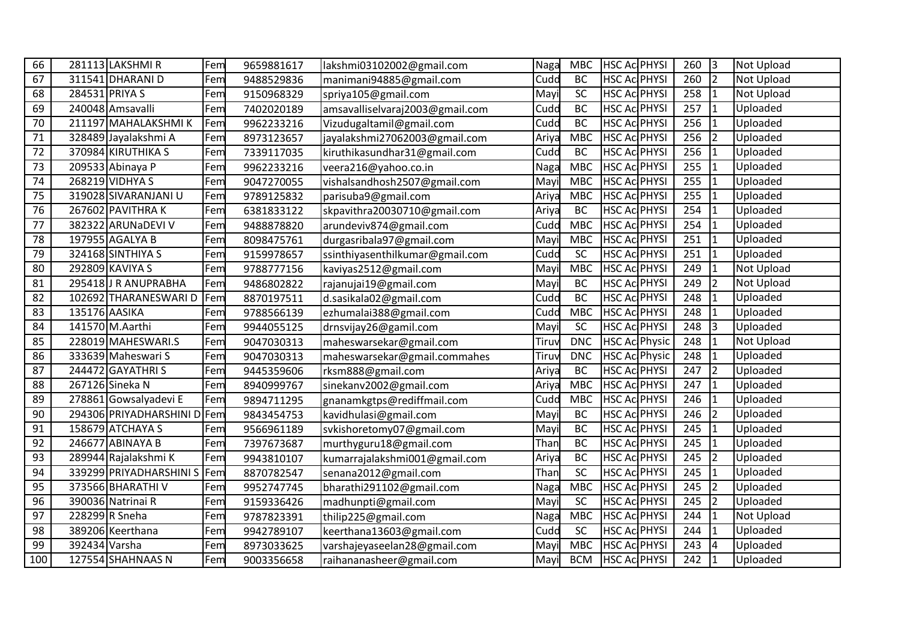| 66 | 281113 | LAKSHMI R | Fem | 9659881617 | lakshmi03102002@gmail.com | Naga | MBC | HSC Ac | PHYSI | 260 | 3 | Not Upload |
|---|---|---|---|---|---|---|---|---|---|---|---|---|
| 67 | 311541 | DHARANI D | Fem | 9488529836 | manimani94885@gmail.com | Cudd | BC | HSC Ac | PHYSI | 260 | 2 | Not Upload |
| 68 | 284531 | PRIYA S | Fem | 9150968329 | spriya105@gmail.com | Mayi | SC | HSC Ac | PHYSI | 258 | 1 | Not Upload |
| 69 | 240048 | Amsavalli | Fem | 7402020189 | amsavalliselvaraj2003@gmail.com | Cudd | BC | HSC Ac | PHYSI | 257 | 1 | Uploaded |
| 70 | 211197 | MAHALAKSHMI K | Fem | 9962233216 | Vizudugaltamil@gmail.com | Cudd | BC | HSC Ac | PHYSI | 256 | 1 | Uploaded |
| 71 | 328489 | Jayalakshmi A | Fem | 8973123657 | jayalakshmi27062003@gmail.com | Ariya | MBC | HSC Ac | PHYSI | 256 | 2 | Uploaded |
| 72 | 370984 | KIRUTHIKA S | Fem | 7339117035 | kiruthikasundhar31@gmail.com | Cudd | BC | HSC Ac | PHYSI | 256 | 1 | Uploaded |
| 73 | 209533 | Abinaya P | Fem | 9962233216 | veera216@yahoo.co.in | Naga | MBC | HSC Ac | PHYSI | 255 | 1 | Uploaded |
| 74 | 268219 | VIDHYA S | Fem | 9047270055 | vishalsandhosh2507@gmail.com | Mayi | MBC | HSC Ac | PHYSI | 255 | 1 | Uploaded |
| 75 | 319028 | SIVARANJANI U | Fem | 9789125832 | parisuba9@gmail.com | Ariya | MBC | HSC Ac | PHYSI | 255 | 1 | Uploaded |
| 76 | 267602 | PAVITHRA K | Fem | 6381833122 | skpavithra20030710@gmail.com | Ariya | BC | HSC Ac | PHYSI | 254 | 1 | Uploaded |
| 77 | 382322 | ARUNaDEVI V | Fem | 9488878820 | arundeviv874@gmail.com | Cudd | MBC | HSC Ac | PHYSI | 254 | 1 | Uploaded |
| 78 | 197955 | AGALYA B | Fem | 8098475761 | durgasribala97@gmail.com | Mayi | MBC | HSC Ac | PHYSI | 251 | 1 | Uploaded |
| 79 | 324168 | SINTHIYA S | Fem | 9159978657 | ssinthiyasenthilkumar@gmail.com | Cudd | SC | HSC Ac | PHYSI | 251 | 1 | Uploaded |
| 80 | 292809 | KAVIYA S | Fem | 9788777156 | kaviyas2512@gmail.com | Mayi | MBC | HSC Ac | PHYSI | 249 | 1 | Not Upload |
| 81 | 295418 | J R ANUPRABHA | Fem | 9486802822 | rajanujai19@gmail.com | Mayi | BC | HSC Ac | PHYSI | 249 | 2 | Not Upload |
| 82 | 102692 | THARANESWARI D | Fem | 8870197511 | d.sasikala02@gmail.com | Cudd | BC | HSC Ac | PHYSI | 248 | 1 | Uploaded |
| 83 | 135176 | AASIKA | Fem | 9788566139 | ezhumalai388@gmail.com | Cudd | MBC | HSC Ac | PHYSI | 248 | 1 | Uploaded |
| 84 | 141570 | M.Aarthi | Fem | 9944055125 | drnsvijay26@gamil.com | Mayi | SC | HSC Ac | PHYSI | 248 | 3 | Uploaded |
| 85 | 228019 | MAHESWARI.S | Fem | 9047030313 | maheswarsekar@gmail.com | Tiruv | DNC | HSC Ac | Physic | 248 | 1 | Not Upload |
| 86 | 333639 | Maheswari S | Fem | 9047030313 | maheswarsekar@gmail.commahes | Tiruv | DNC | HSC Ac | Physic | 248 | 1 | Uploaded |
| 87 | 244472 | GAYATHRI S | Fem | 9445359606 | rksm888@gmail.com | Ariya | BC | HSC Ac | PHYSI | 247 | 2 | Uploaded |
| 88 | 267126 | Sineka N | Fem | 8940999767 | sinekanv2002@gmail.com | Ariya | MBC | HSC Ac | PHYSI | 247 | 1 | Uploaded |
| 89 | 278861 | Gowsalyadevi E | Fem | 9894711295 | gnanamkgtps@rediffmail.com | Cudd | MBC | HSC Ac | PHYSI | 246 | 1 | Uploaded |
| 90 | 294306 | PRIYADHARSHINI D | Fem | 9843454753 | kavidhulasi@gmail.com | Mayi | BC | HSC Ac | PHYSI | 246 | 2 | Uploaded |
| 91 | 158679 | ATCHAYA S | Fem | 9566961189 | svkishoretomy07@gmail.com | Mayi | BC | HSC Ac | PHYSI | 245 | 1 | Uploaded |
| 92 | 246677 | ABINAYA B | Fem | 7397673687 | murthyguru18@gmail.com | Than | BC | HSC Ac | PHYSI | 245 | 1 | Uploaded |
| 93 | 289944 | Rajalakshmi K | Fem | 9943810107 | kumarrajalakshmi001@gmail.com | Ariya | BC | HSC Ac | PHYSI | 245 | 2 | Uploaded |
| 94 | 339299 | PRIYADHARSHINI S | Fem | 8870782547 | senana2012@gmail.com | Than | SC | HSC Ac | PHYSI | 245 | 1 | Uploaded |
| 95 | 373566 | BHARATHI V | Fem | 9952747745 | bharathi291102@gmail.com | Naga | MBC | HSC Ac | PHYSI | 245 | 2 | Uploaded |
| 96 | 390036 | Natrinai R | Fem | 9159336426 | madhunpti@gmail.com | Mayi | SC | HSC Ac | PHYSI | 245 | 2 | Uploaded |
| 97 | 228299 | R Sneha | Fem | 9787823391 | thilip225@gmail.com | Naga | MBC | HSC Ac | PHYSI | 244 | 1 | Not Upload |
| 98 | 389206 | Keerthana | Fem | 9942789107 | keerthana13603@gmail.com | Cudd | SC | HSC Ac | PHYSI | 244 | 1 | Uploaded |
| 99 | 392434 | Varsha | Fem | 8973033625 | varshajeyaseelan28@gmail.com | Mayi | MBC | HSC Ac | PHYSI | 243 | 4 | Uploaded |
| 100 | 127554 | SHAHNAAS N | Fem | 9003356658 | raihananasheer@gmail.com | Mayi | BCM | HSC Ac | PHYSI | 242 | 1 | Uploaded |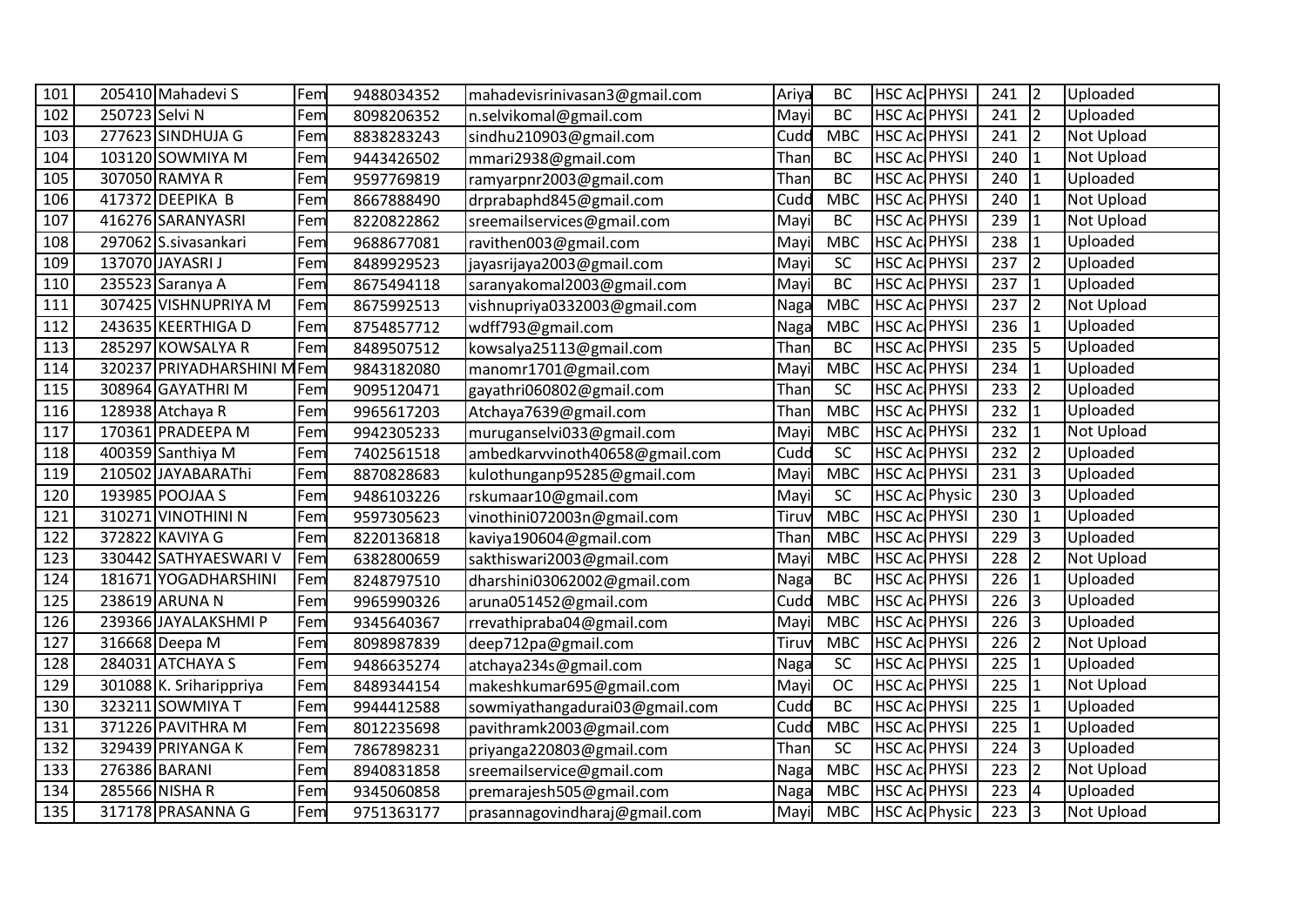| 101 | 205410 | Mahadevi S | Fem | 9488034352 | mahadevisrinivasan3@gmail.com | Ariya | BC | HSC Ac | PHYSI | 241 | 2 | Uploaded |
|---|---|---|---|---|---|---|---|---|---|---|---|---|
| 102 | 250723 | Selvi N | Fem | 8098206352 | n.selvikomal@gmail.com | Mayi | BC | HSC Ac | PHYSI | 241 | 2 | Uploaded |
| 103 | 277623 | SINDHUJA G | Fem | 8838283243 | sindhu210903@gmail.com | Cudd | MBC | HSC Ac | PHYSI | 241 | 2 | Not Upload |
| 104 | 103120 | SOWMIYA M | Fem | 9443426502 | mmari2938@gmail.com | Than | BC | HSC Ac | PHYSI | 240 | 1 | Not Upload |
| 105 | 307050 | RAMYA R | Fem | 9597769819 | ramyarpnr2003@gmail.com | Than | BC | HSC Ac | PHYSI | 240 | 1 | Uploaded |
| 106 | 417372 | DEEPIKA B | Fem | 8667888490 | drprabaphd845@gmail.com | Cudd | MBC | HSC Ac | PHYSI | 240 | 1 | Not Upload |
| 107 | 416276 | SARANYASRI | Fem | 8220822862 | sreemailservices@gmail.com | Mayi | BC | HSC Ac | PHYSI | 239 | 1 | Not Upload |
| 108 | 297062 | S.sivasankari | Fem | 9688677081 | ravithen003@gmail.com | Mayi | MBC | HSC Ac | PHYSI | 238 | 1 | Uploaded |
| 109 | 137070 | JAYASRI J | Fem | 8489929523 | jayasrijaya2003@gmail.com | Mayi | SC | HSC Ac | PHYSI | 237 | 2 | Uploaded |
| 110 | 235523 | Saranya A | Fem | 8675494118 | saranyakomal2003@gmail.com | Mayi | BC | HSC Ac | PHYSI | 237 | 1 | Uploaded |
| 111 | 307425 | VISHNUPRIYA M | Fem | 8675992513 | vishnupriya0332003@gmail.com | Naga | MBC | HSC Ac | PHYSI | 237 | 2 | Not Upload |
| 112 | 243635 | KEERTHIGA D | Fem | 8754857712 | wdff793@gmail.com | Naga | MBC | HSC Ac | PHYSI | 236 | 1 | Uploaded |
| 113 | 285297 | KOWSALYA R | Fem | 8489507512 | kowsalya25113@gmail.com | Than | BC | HSC Ac | PHYSI | 235 | 5 | Uploaded |
| 114 | 320237 | PRIYADHARSHINI M | Fem | 9843182080 | manomr1701@gmail.com | Mayi | MBC | HSC Ac | PHYSI | 234 | 1 | Uploaded |
| 115 | 308964 | GAYATHRI M | Fem | 9095120471 | gayathri060802@gmail.com | Than | SC | HSC Ac | PHYSI | 233 | 2 | Uploaded |
| 116 | 128938 | Atchaya R | Fem | 9965617203 | Atchaya7639@gmail.com | Than | MBC | HSC Ac | PHYSI | 232 | 1 | Uploaded |
| 117 | 170361 | PRADEEPA M | Fem | 9942305233 | muruganselvi033@gmail.com | Mayi | MBC | HSC Ac | PHYSI | 232 | 1 | Not Upload |
| 118 | 400359 | Santhiya M | Fem | 7402561518 | ambedkarvvinoth40658@gmail.com | Cudd | SC | HSC Ac | PHYSI | 232 | 2 | Uploaded |
| 119 | 210502 | JAYABARAThi | Fem | 8870828683 | kulothunganp95285@gmail.com | Mayi | MBC | HSC Ac | PHYSI | 231 | 3 | Uploaded |
| 120 | 193985 | POOJAA S | Fem | 9486103226 | rskumaar10@gmail.com | Mayi | SC | HSC Ac | Physic | 230 | 3 | Uploaded |
| 121 | 310271 | VINOTHINI N | Fem | 9597305623 | vinothini072003n@gmail.com | Tiruv | MBC | HSC Ac | PHYSI | 230 | 1 | Uploaded |
| 122 | 372822 | KAVIYA G | Fem | 8220136818 | kaviya190604@gmail.com | Than | MBC | HSC Ac | PHYSI | 229 | 3 | Uploaded |
| 123 | 330442 | SATHYAESWARI V | Fem | 6382800659 | sakthiswari2003@gmail.com | Mayi | MBC | HSC Ac | PHYSI | 228 | 2 | Not Upload |
| 124 | 181671 | YOGADHARSHINI | Fem | 8248797510 | dharshini03062002@gmail.com | Naga | BC | HSC Ac | PHYSI | 226 | 1 | Uploaded |
| 125 | 238619 | ARUNA N | Fem | 9965990326 | aruna051452@gmail.com | Cudd | MBC | HSC Ac | PHYSI | 226 | 3 | Uploaded |
| 126 | 239366 | JAYALAKSHMI P | Fem | 9345640367 | rrevathipraba04@gmail.com | Mayi | MBC | HSC Ac | PHYSI | 226 | 3 | Uploaded |
| 127 | 316668 | Deepa M | Fem | 8098987839 | deep712pa@gmail.com | Tiruv | MBC | HSC Ac | PHYSI | 226 | 2 | Not Upload |
| 128 | 284031 | ATCHAYA S | Fem | 9486635274 | atchaya234s@gmail.com | Naga | SC | HSC Ac | PHYSI | 225 | 1 | Uploaded |
| 129 | 301088 | K. Sriharippriya | Fem | 8489344154 | makeshkumar695@gmail.com | Mayi | OC | HSC Ac | PHYSI | 225 | 1 | Not Upload |
| 130 | 323211 | SOWMIYA T | Fem | 9944412588 | sowmiyathangadurai03@gmail.com | Cudd | BC | HSC Ac | PHYSI | 225 | 1 | Uploaded |
| 131 | 371226 | PAVITHRA M | Fem | 8012235698 | pavithramk2003@gmail.com | Cudd | MBC | HSC Ac | PHYSI | 225 | 1 | Uploaded |
| 132 | 329439 | PRIYANGA K | Fem | 7867898231 | priyanga220803@gmail.com | Than | SC | HSC Ac | PHYSI | 224 | 3 | Uploaded |
| 133 | 276386 | BARANI | Fem | 8940831858 | sreemailservice@gmail.com | Naga | MBC | HSC Ac | PHYSI | 223 | 2 | Not Upload |
| 134 | 285566 | NISHA R | Fem | 9345060858 | premarajesh505@gmail.com | Naga | MBC | HSC Ac | PHYSI | 223 | 4 | Uploaded |
| 135 | 317178 | PRASANNA G | Fem | 9751363177 | prasannagovindharaj@gmail.com | Mayi | MBC | HSC Ac | Physic | 223 | 3 | Not Upload |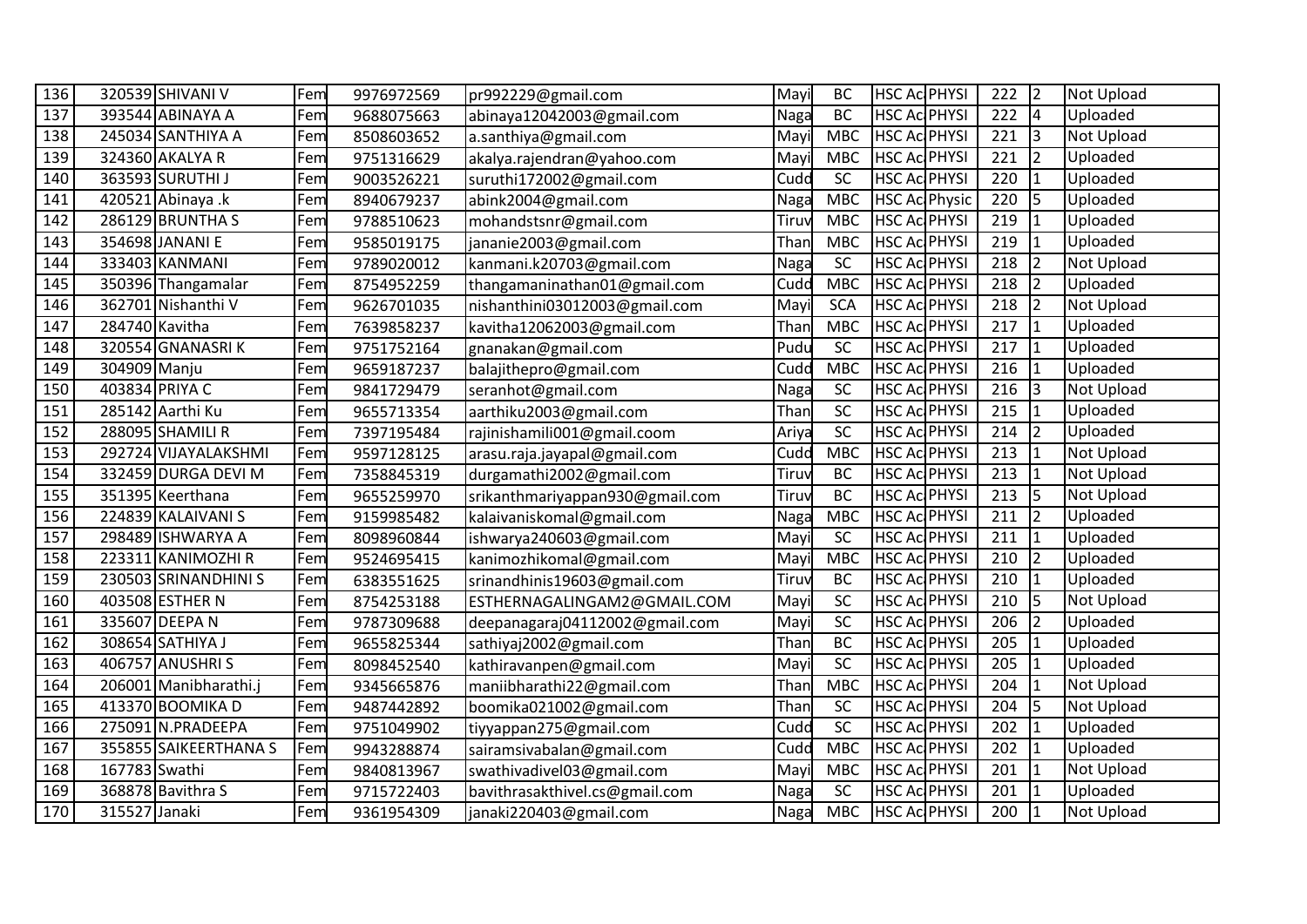| 136 | 320539 | SHIVANI V | Fem | 9976972569 | pr992229@gmail.com | Mayi | BC | HSC Ac | PHYSI | 222 | 2 | Not Upload |
|---|---|---|---|---|---|---|---|---|---|---|---|---|
| 137 | 393544 | ABINAYA A | Fem | 9688075663 | abinaya12042003@gmail.com | Naga | BC | HSC Ac | PHYSI | 222 | 4 | Uploaded |
| 138 | 245034 | SANTHIYA A | Fem | 8508603652 | a.santhiya@gmail.com | Mayi | MBC | HSC Ac | PHYSI | 221 | 3 | Not Upload |
| 139 | 324360 | AKALYA R | Fem | 9751316629 | akalya.rajendran@yahoo.com | Mayi | MBC | HSC Ac | PHYSI | 221 | 2 | Uploaded |
| 140 | 363593 | SURUTHI J | Fem | 9003526221 | suruthi172002@gmail.com | Cudd | SC | HSC Ac | PHYSI | 220 | 1 | Uploaded |
| 141 | 420521 | Abinaya .k | Fem | 8940679237 | abink2004@gmail.com | Naga | MBC | HSC Ac | Physic | 220 | 5 | Uploaded |
| 142 | 286129 | BRUNTHA S | Fem | 9788510623 | mohandstsnr@gmail.com | Tiruv | MBC | HSC Ac | PHYSI | 219 | 1 | Uploaded |
| 143 | 354698 | JANANI E | Fem | 9585019175 | jananie2003@gmail.com | Than | MBC | HSC Ac | PHYSI | 219 | 1 | Uploaded |
| 144 | 333403 | KANMANI | Fem | 9789020012 | kanmani.k20703@gmail.com | Naga | SC | HSC Ac | PHYSI | 218 | 2 | Not Upload |
| 145 | 350396 | Thangamalar | Fem | 8754952259 | thangamaninathan01@gmail.com | Cudd | MBC | HSC Ac | PHYSI | 218 | 2 | Uploaded |
| 146 | 362701 | Nishanthi V | Fem | 9626701035 | nishanthini03012003@gmail.com | Mayi | SCA | HSC Ac | PHYSI | 218 | 2 | Not Upload |
| 147 | 284740 | Kavitha | Fem | 7639858237 | kavitha12062003@gmail.com | Than | MBC | HSC Ac | PHYSI | 217 | 1 | Uploaded |
| 148 | 320554 | GNANASRI K | Fem | 9751752164 | gnanakan@gmail.com | Pudu | SC | HSC Ac | PHYSI | 217 | 1 | Uploaded |
| 149 | 304909 | Manju | Fem | 9659187237 | balajithepro@gmail.com | Cudd | MBC | HSC Ac | PHYSI | 216 | 1 | Uploaded |
| 150 | 403834 | PRIYA C | Fem | 9841729479 | seranhot@gmail.com | Naga | SC | HSC Ac | PHYSI | 216 | 3 | Not Upload |
| 151 | 285142 | Aarthi Ku | Fem | 9655713354 | aarthiku2003@gmail.com | Than | SC | HSC Ac | PHYSI | 215 | 1 | Uploaded |
| 152 | 288095 | SHAMILI R | Fem | 7397195484 | rajinishamili001@gmail.coom | Ariya | SC | HSC Ac | PHYSI | 214 | 2 | Uploaded |
| 153 | 292724 | VIJAYALAKSHMI | Fem | 9597128125 | arasu.raja.jayapal@gmail.com | Cudd | MBC | HSC Ac | PHYSI | 213 | 1 | Not Upload |
| 154 | 332459 | DURGA DEVI M | Fem | 7358845319 | durgamathi2002@gmail.com | Tiruv | BC | HSC Ac | PHYSI | 213 | 1 | Not Upload |
| 155 | 351395 | Keerthana | Fem | 9655259970 | srikanthmariyappan930@gmail.com | Tiruv | BC | HSC Ac | PHYSI | 213 | 5 | Not Upload |
| 156 | 224839 | KALAIVANI S | Fem | 9159985482 | kalaivaniskomal@gmail.com | Naga | MBC | HSC Ac | PHYSI | 211 | 2 | Uploaded |
| 157 | 298489 | ISHWARYA A | Fem | 8098960844 | ishwarya240603@gmail.com | Mayi | SC | HSC Ac | PHYSI | 211 | 1 | Uploaded |
| 158 | 223311 | KANIMOZHI R | Fem | 9524695415 | kanimozhikomal@gmail.com | Mayi | MBC | HSC Ac | PHYSI | 210 | 2 | Uploaded |
| 159 | 230503 | SRINANDHINI S | Fem | 6383551625 | srinandhinis19603@gmail.com | Tiruv | BC | HSC Ac | PHYSI | 210 | 1 | Uploaded |
| 160 | 403508 | ESTHER N | Fem | 8754253188 | ESTHERNAGALINGAM2@GMAIL.COM | Mayi | SC | HSC Ac | PHYSI | 210 | 5 | Not Upload |
| 161 | 335607 | DEEPA N | Fem | 9787309688 | deepanagaraj04112002@gmail.com | Mayi | SC | HSC Ac | PHYSI | 206 | 2 | Uploaded |
| 162 | 308654 | SATHIYA J | Fem | 9655825344 | sathiyaj2002@gmail.com | Than | BC | HSC Ac | PHYSI | 205 | 1 | Uploaded |
| 163 | 406757 | ANUSHRI S | Fem | 8098452540 | kathiravanpen@gmail.com | Mayi | SC | HSC Ac | PHYSI | 205 | 1 | Uploaded |
| 164 | 206001 | Manibharathi.j | Fem | 9345665876 | maniibharathi22@gmail.com | Than | MBC | HSC Ac | PHYSI | 204 | 1 | Not Upload |
| 165 | 413370 | BOOMIKA D | Fem | 9487442892 | boomika021002@gmail.com | Than | SC | HSC Ac | PHYSI | 204 | 5 | Not Upload |
| 166 | 275091 | N.PRADEEPA | Fem | 9751049902 | tiyyappan275@gmail.com | Cudd | SC | HSC Ac | PHYSI | 202 | 1 | Uploaded |
| 167 | 355855 | SAIKEERTHANA S | Fem | 9943288874 | sairamsivabalan@gmail.com | Cudd | MBC | HSC Ac | PHYSI | 202 | 1 | Uploaded |
| 168 | 167783 | Swathi | Fem | 9840813967 | swathivadivel03@gmail.com | Mayi | MBC | HSC Ac | PHYSI | 201 | 1 | Not Upload |
| 169 | 368878 | Bavithra S | Fem | 9715722403 | bavithrasakthivel.cs@gmail.com | Naga | SC | HSC Ac | PHYSI | 201 | 1 | Uploaded |
| 170 | 315527 | Janaki | Fem | 9361954309 | janaki220403@gmail.com | Naga | MBC | HSC Ac | PHYSI | 200 | 1 | Not Upload |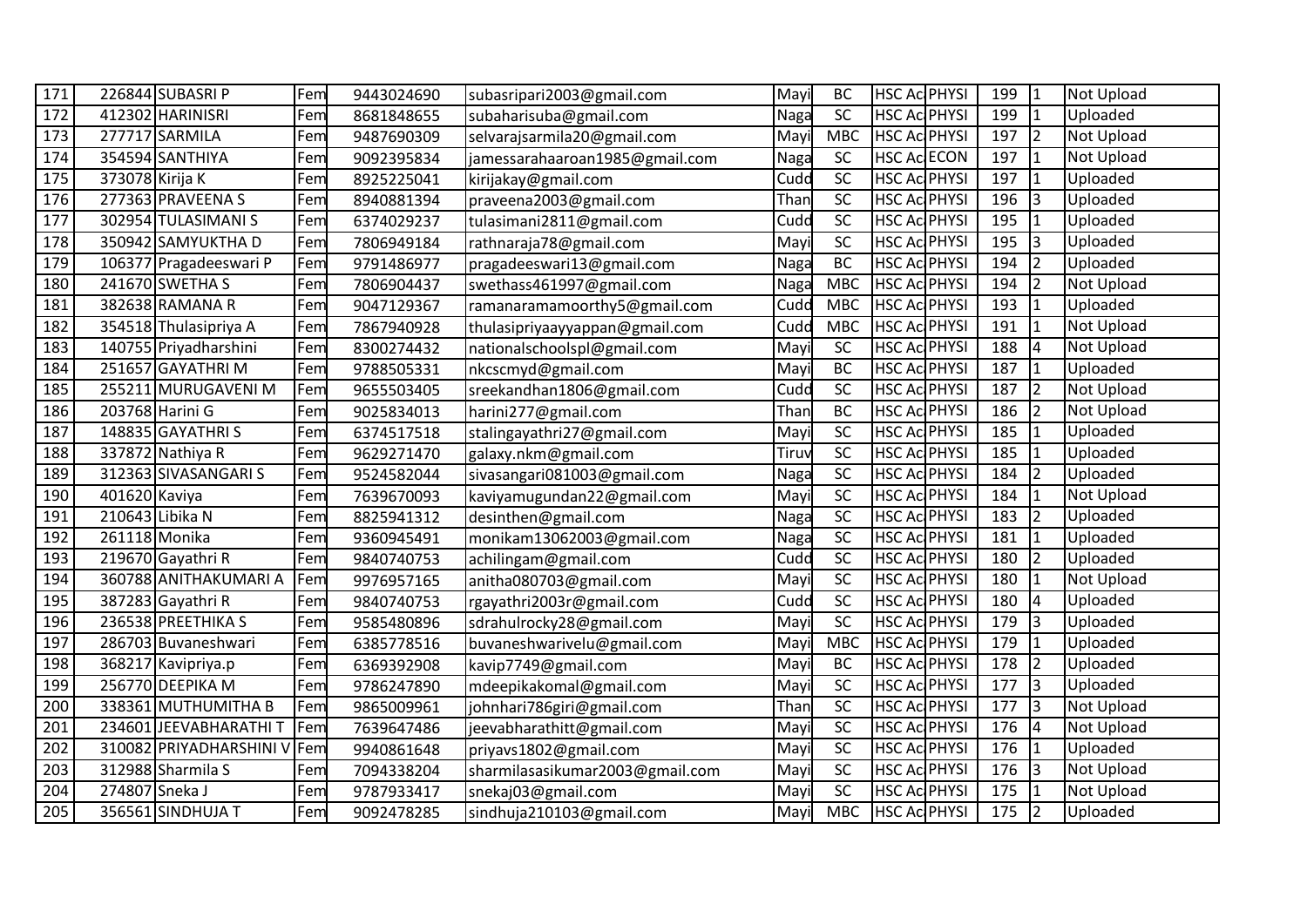| 171 | 226844 | SUBASRI P | Fem | 9443024690 | subasripari2003@gmail.com | Mayi | BC | HSC Ac | PHYSI | 199 | 1 | Not Upload |
|---|---|---|---|---|---|---|---|---|---|---|---|---|
| 172 | 412302 | HARINISRI | Fem | 8681848655 | subaharisuba@gmail.com | Naga | SC | HSC Ac | PHYSI | 199 | 1 | Uploaded |
| 173 | 277717 | SARMILA | Fem | 9487690309 | selvarajsarmila20@gmail.com | Mayi | MBC | HSC Ac | PHYSI | 197 | 2 | Not Upload |
| 174 | 354594 | SANTHIYA | Fem | 9092395834 | jamessarahaaroan1985@gmail.com | Naga | SC | HSC Ac | ECON | 197 | 1 | Not Upload |
| 175 | 373078 | Kirija K | Fem | 8925225041 | kirijakay@gmail.com | Cudd | SC | HSC Ac | PHYSI | 197 | 1 | Uploaded |
| 176 | 277363 | PRAVEENA S | Fem | 8940881394 | praveena2003@gmail.com | Than | SC | HSC Ac | PHYSI | 196 | 3 | Uploaded |
| 177 | 302954 | TULASIMANI S | Fem | 6374029237 | tulasimani2811@gmail.com | Cudd | SC | HSC Ac | PHYSI | 195 | 1 | Uploaded |
| 178 | 350942 | SAMYUKTHA D | Fem | 7806949184 | rathnaraja78@gmail.com | Mayi | SC | HSC Ac | PHYSI | 195 | 3 | Uploaded |
| 179 | 106377 | Pragadeeswari P | Fem | 9791486977 | pragadeeswari13@gmail.com | Naga | BC | HSC Ac | PHYSI | 194 | 2 | Uploaded |
| 180 | 241670 | SWETHA S | Fem | 7806904437 | swethass461997@gmail.com | Naga | MBC | HSC Ac | PHYSI | 194 | 2 | Not Upload |
| 181 | 382638 | RAMANA R | Fem | 9047129367 | ramanaramamoorthy5@gmail.com | Cudd | MBC | HSC Ac | PHYSI | 193 | 1 | Uploaded |
| 182 | 354518 | Thulasipriya A | Fem | 7867940928 | thulasipriyaayyappan@gmail.com | Cudd | MBC | HSC Ac | PHYSI | 191 | 1 | Not Upload |
| 183 | 140755 | Priyadharshini | Fem | 8300274432 | nationalschoolspl@gmail.com | Mayi | SC | HSC Ac | PHYSI | 188 | 4 | Not Upload |
| 184 | 251657 | GAYATHRI M | Fem | 9788505331 | nkcscmyd@gmail.com | Mayi | BC | HSC Ac | PHYSI | 187 | 1 | Uploaded |
| 185 | 255211 | MURUGAVENI M | Fem | 9655503405 | sreekandhan1806@gmail.com | Cudd | SC | HSC Ac | PHYSI | 187 | 2 | Not Upload |
| 186 | 203768 | Harini G | Fem | 9025834013 | harini277@gmail.com | Than | BC | HSC Ac | PHYSI | 186 | 2 | Not Upload |
| 187 | 148835 | GAYATHRI S | Fem | 6374517518 | stalingayathri27@gmail.com | Mayi | SC | HSC Ac | PHYSI | 185 | 1 | Uploaded |
| 188 | 337872 | Nathiya R | Fem | 9629271470 | galaxy.nkm@gmail.com | Tiruv | SC | HSC Ac | PHYSI | 185 | 1 | Uploaded |
| 189 | 312363 | SIVASANGARI S | Fem | 9524582044 | sivasangari081003@gmail.com | Naga | SC | HSC Ac | PHYSI | 184 | 2 | Uploaded |
| 190 | 401620 | Kaviya | Fem | 7639670093 | kaviyamugundan22@gmail.com | Mayi | SC | HSC Ac | PHYSI | 184 | 1 | Not Upload |
| 191 | 210643 | Libika N | Fem | 8825941312 | desinthen@gmail.com | Naga | SC | HSC Ac | PHYSI | 183 | 2 | Uploaded |
| 192 | 261118 | Monika | Fem | 9360945491 | monikam13062003@gmail.com | Naga | SC | HSC Ac | PHYSI | 181 | 1 | Uploaded |
| 193 | 219670 | Gayathri R | Fem | 9840740753 | achilingam@gmail.com | Cudd | SC | HSC Ac | PHYSI | 180 | 2 | Uploaded |
| 194 | 360788 | ANITHAKUMARI A | Fem | 9976957165 | anitha080703@gmail.com | Mayi | SC | HSC Ac | PHYSI | 180 | 1 | Not Upload |
| 195 | 387283 | Gayathri R | Fem | 9840740753 | rgayathri2003r@gmail.com | Cudd | SC | HSC Ac | PHYSI | 180 | 4 | Uploaded |
| 196 | 236538 | PREETHIKA S | Fem | 9585480896 | sdrahulrocky28@gmail.com | Mayi | SC | HSC Ac | PHYSI | 179 | 3 | Uploaded |
| 197 | 286703 | Buvaneshwari | Fem | 6385778516 | buvaneshwarivelu@gmail.com | Mayi | MBC | HSC Ac | PHYSI | 179 | 1 | Uploaded |
| 198 | 368217 | Kavipriya.p | Fem | 6369392908 | kavip7749@gmail.com | Mayi | BC | HSC Ac | PHYSI | 178 | 2 | Uploaded |
| 199 | 256770 | DEEPIKA M | Fem | 9786247890 | mdeepikakomal@gmail.com | Mayi | SC | HSC Ac | PHYSI | 177 | 3 | Uploaded |
| 200 | 338361 | MUTHUMITHA B | Fem | 9865009961 | johnhari786giri@gmail.com | Than | SC | HSC Ac | PHYSI | 177 | 3 | Not Upload |
| 201 | 234601 | JEEVABHARATHI T | Fem | 7639647486 | jeevabharathitt@gmail.com | Mayi | SC | HSC Ac | PHYSI | 176 | 4 | Not Upload |
| 202 | 310082 | PRIYADHARSHINI V | Fem | 9940861648 | priyavs1802@gmail.com | Mayi | SC | HSC Ac | PHYSI | 176 | 1 | Uploaded |
| 203 | 312988 | Sharmila S | Fem | 7094338204 | sharmilasasikumar2003@gmail.com | Mayi | SC | HSC Ac | PHYSI | 176 | 3 | Not Upload |
| 204 | 274807 | Sneka J | Fem | 9787933417 | snekaj03@gmail.com | Mayi | SC | HSC Ac | PHYSI | 175 | 1 | Not Upload |
| 205 | 356561 | SINDHUJA T | Fem | 9092478285 | sindhuja210103@gmail.com | Mayi | MBC | HSC Ac | PHYSI | 175 | 2 | Uploaded |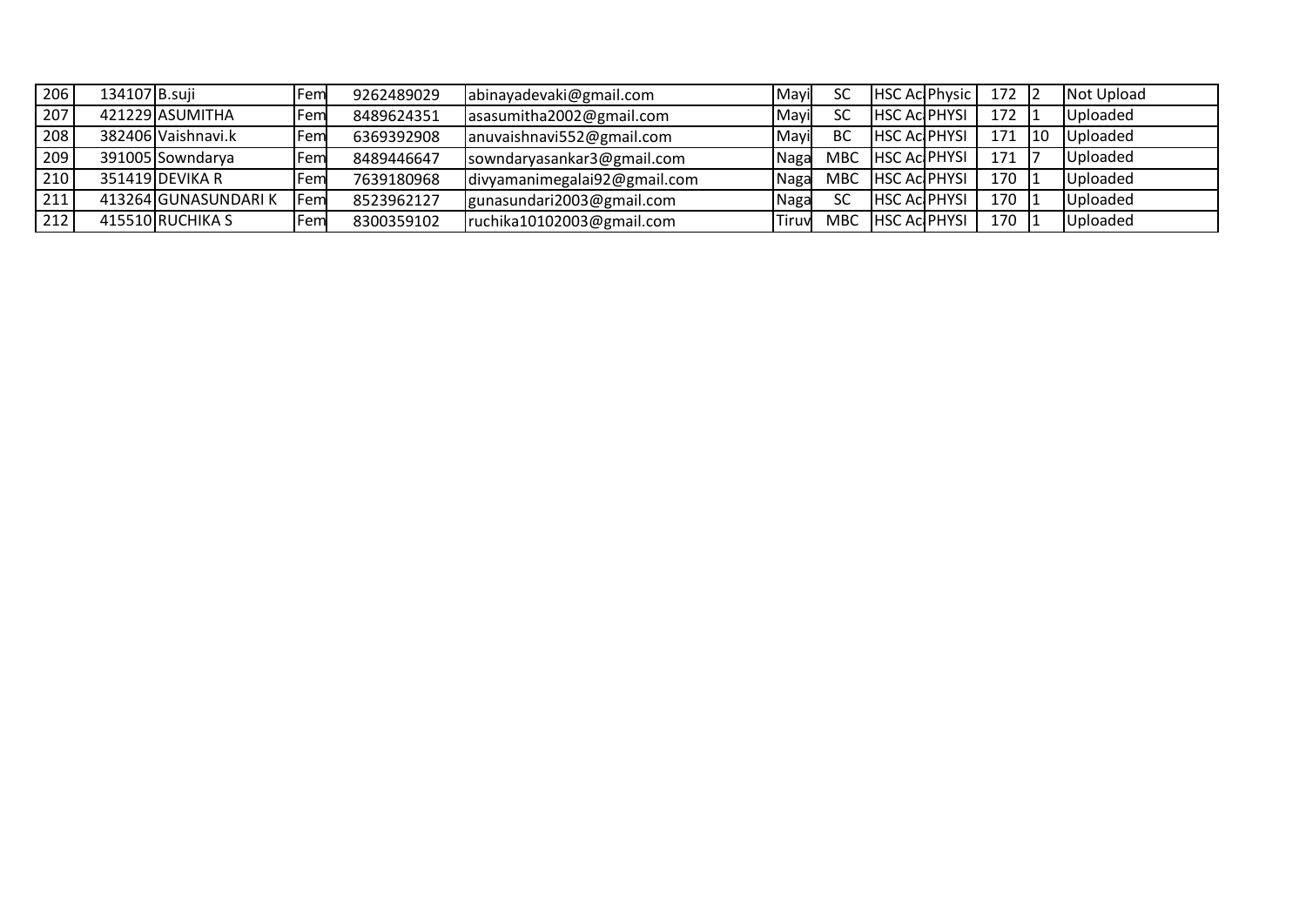| | | | | | | | | | | | | |
|---|---|---|---|---|---|---|---|---|---|---|---|---|
| 206 | 134107 | B.suji | Fem | 9262489029 | abinayadevaki@gmail.com | Mayi | SC | HSC Ac | Physic | 172 | 2 | Not Upload |
| 207 | 421229 | ASUMITHA | Fem | 8489624351 | asasumitha2002@gmail.com | Mayi | SC | HSC Ac | PHYSI | 172 | 1 | Uploaded |
| 208 | 382406 | Vaishnavi.k | Fem | 6369392908 | anuvaishnavi552@gmail.com | Mayi | BC | HSC Ac | PHYSI | 171 | 10 | Uploaded |
| 209 | 391005 | Sowndarya | Fem | 8489446647 | sowndaryasankar3@gmail.com | Naga | MBC | HSC Ac | PHYSI | 171 | 7 | Uploaded |
| 210 | 351419 | DEVIKA R | Fem | 7639180968 | divyamanimegalai92@gmail.com | Naga | MBC | HSC Ac | PHYSI | 170 | 1 | Uploaded |
| 211 | 413264 | GUNASUNDARI K | Fem | 8523962127 | gunasundari2003@gmail.com | Naga | SC | HSC Ac | PHYSI | 170 | 1 | Uploaded |
| 212 | 415510 | RUCHIKA S | Fem | 8300359102 | ruchika10102003@gmail.com | Tiruv | MBC | HSC Ac | PHYSI | 170 | 1 | Uploaded |